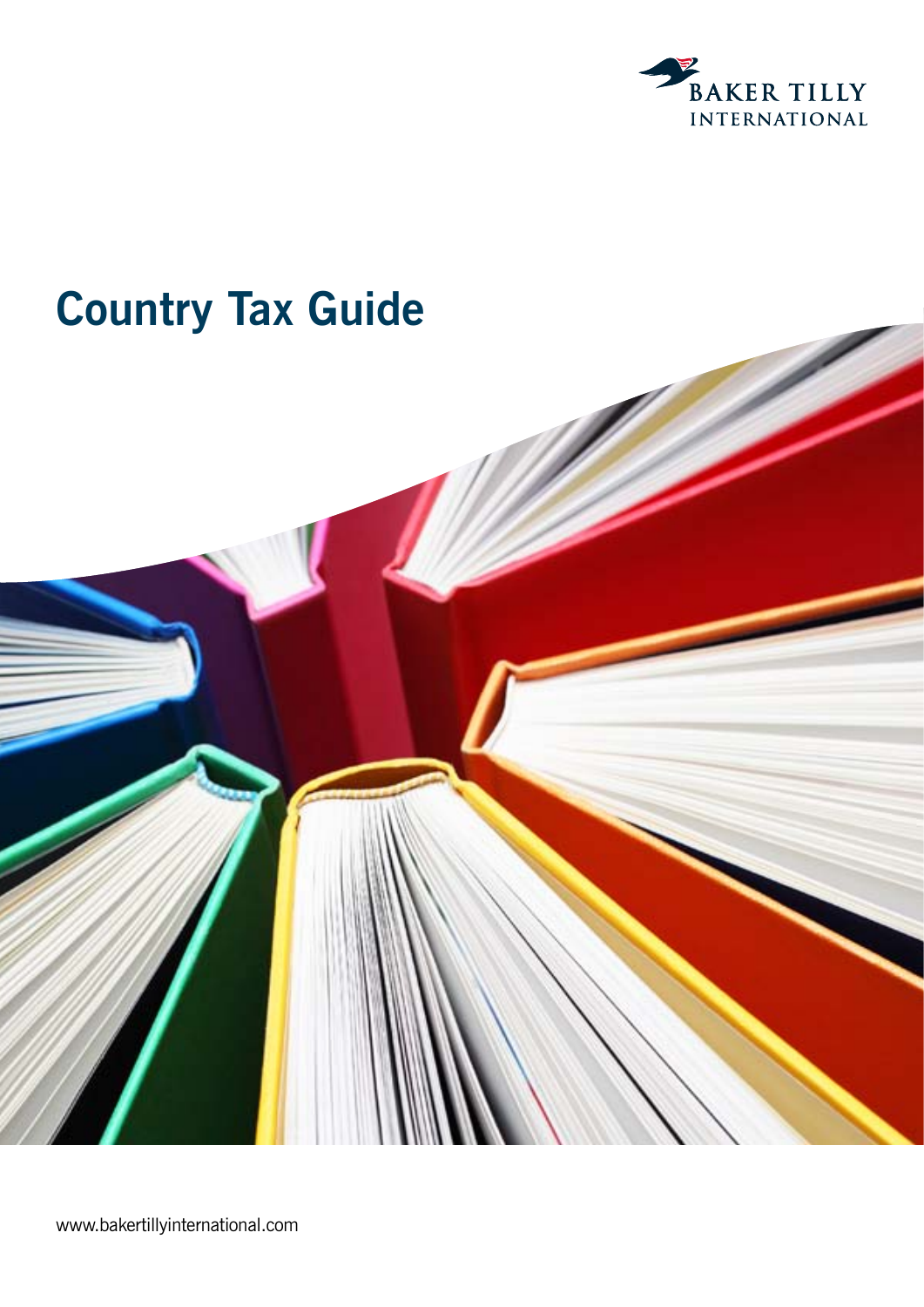BAKER TILLY
INTERNATIONAL

# Country Tax Guide

www.bakertillyinternational.com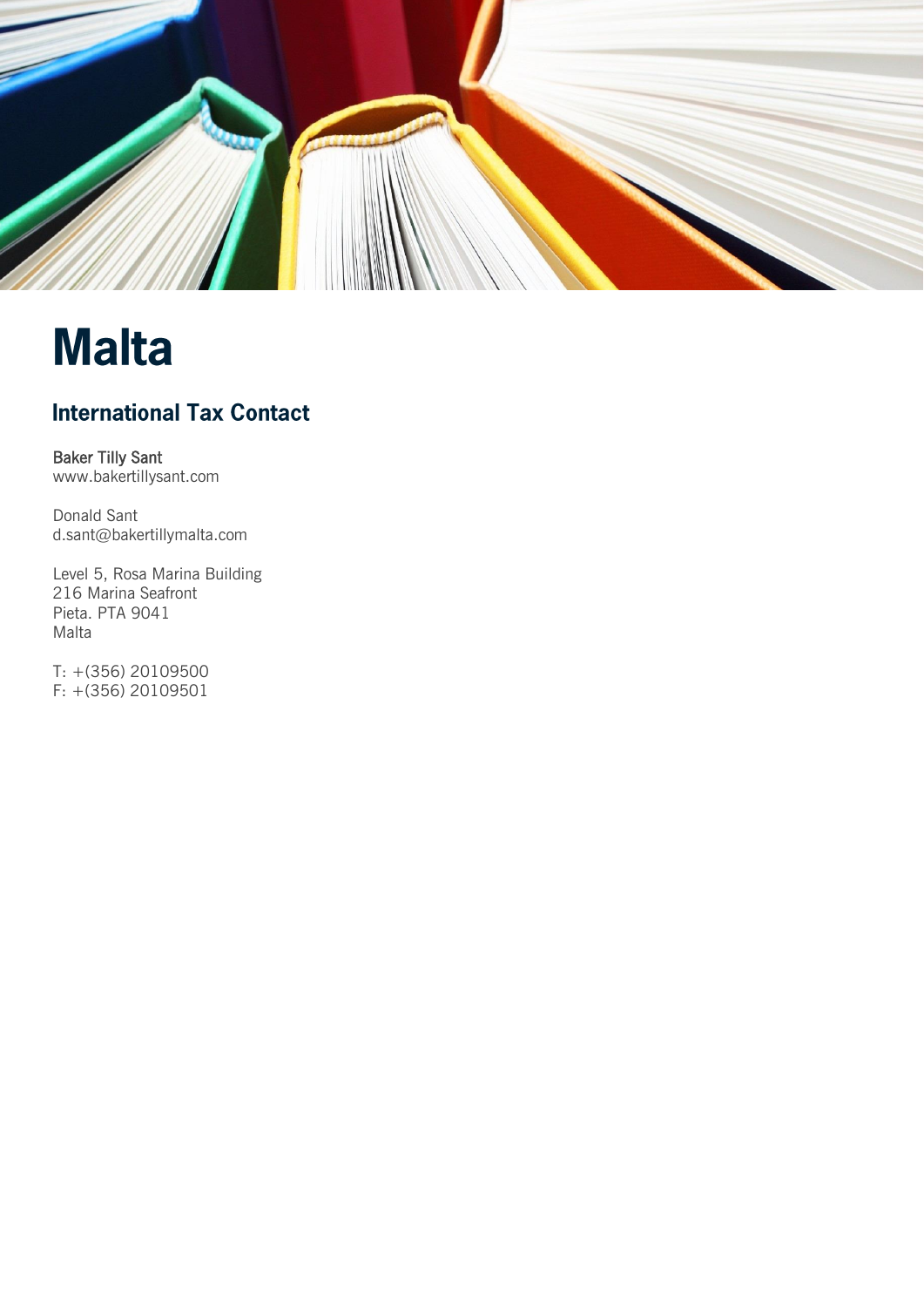# Malta

## International Tax Contact

Baker Tilly Sant
www.bakertillysant.com

Donald Sant
d.sant@bakertillymalta.com

Level 5, Rosa Marina Building
216 Marina Seafront
Pieta. PTA 9041
Malta

T: +(356) 20109500
F: +(356) 20109501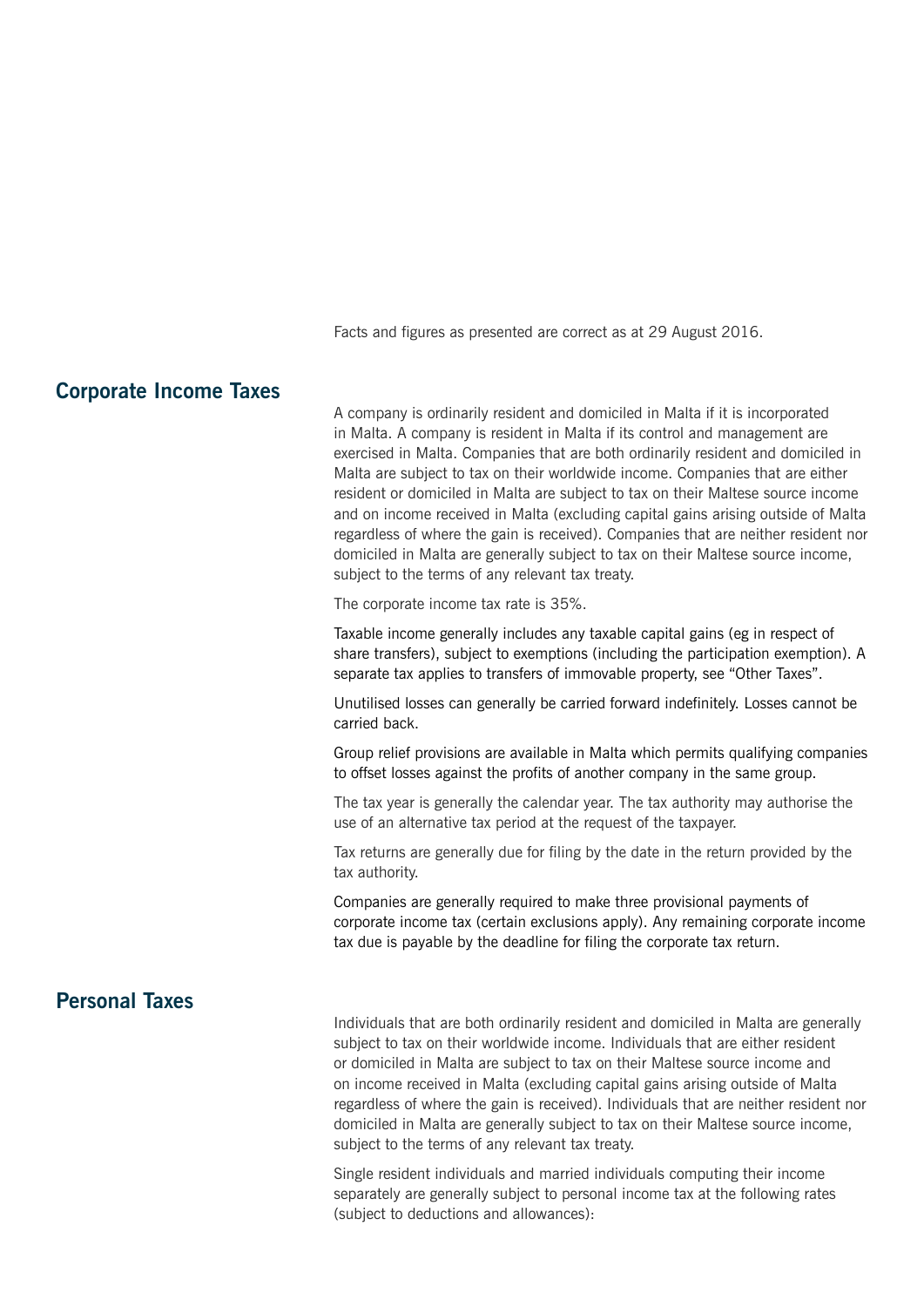Facts and figures as presented are correct as at 29 August 2016.

## Corporate Income Taxes

A company is ordinarily resident and domiciled in Malta if it is incorporated in Malta. A company is resident in Malta if its control and management are exercised in Malta. Companies that are both ordinarily resident and domiciled in Malta are subject to tax on their worldwide income. Companies that are either resident or domiciled in Malta are subject to tax on their Maltese source income and on income received in Malta (excluding capital gains arising outside of Malta regardless of where the gain is received). Companies that are neither resident nor domiciled in Malta are generally subject to tax on their Maltese source income, subject to the terms of any relevant tax treaty.

The corporate income tax rate is 35%.

Taxable income generally includes any taxable capital gains (eg in respect of share transfers), subject to exemptions (including the participation exemption). A separate tax applies to transfers of immovable property, see "Other Taxes".

Unutilised losses can generally be carried forward indefinitely. Losses cannot be carried back.

Group relief provisions are available in Malta which permits qualifying companies to offset losses against the profits of another company in the same group.

The tax year is generally the calendar year. The tax authority may authorise the use of an alternative tax period at the request of the taxpayer.

Tax returns are generally due for filing by the date in the return provided by the tax authority.

Companies are generally required to make three provisional payments of corporate income tax (certain exclusions apply). Any remaining corporate income tax due is payable by the deadline for filing the corporate tax return.

## Personal Taxes

Individuals that are both ordinarily resident and domiciled in Malta are generally subject to tax on their worldwide income. Individuals that are either resident or domiciled in Malta are subject to tax on their Maltese source income and on income received in Malta (excluding capital gains arising outside of Malta regardless of where the gain is received). Individuals that are neither resident nor domiciled in Malta are generally subject to tax on their Maltese source income, subject to the terms of any relevant tax treaty.

Single resident individuals and married individuals computing their income separately are generally subject to personal income tax at the following rates (subject to deductions and allowances):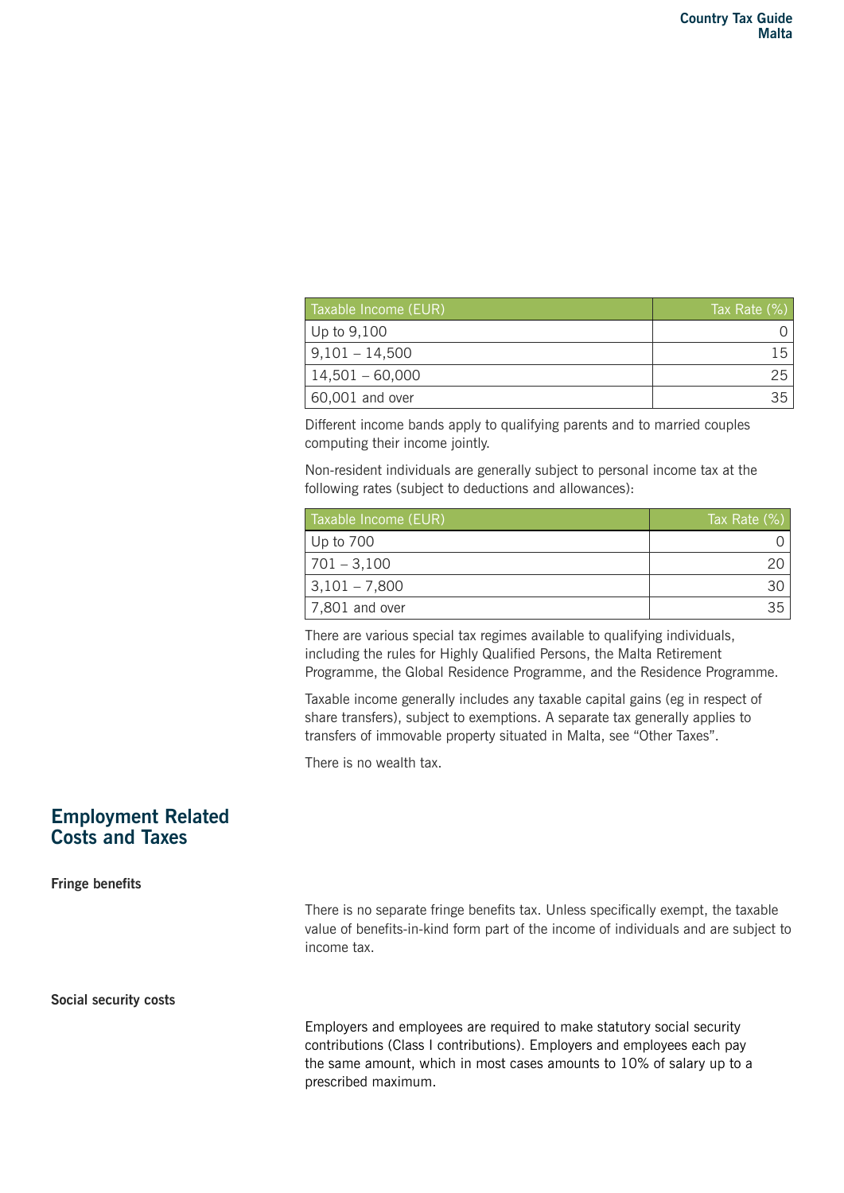| Taxable Income (EUR) | Tax Rate (%) |
| --- | --- |
| Up to 9,100 | 0 |
| 9,101 – 14,500 | 15 |
| 14,501 – 60,000 | 25 |
| 60,001 and over | 35 |

Different income bands apply to qualifying parents and to married couples computing their income jointly.

Non-resident individuals are generally subject to personal income tax at the following rates (subject to deductions and allowances):

| Taxable Income (EUR) | Tax Rate (%) |
| --- | --- |
| Up to 700 | 0 |
| 701 – 3,100 | 20 |
| 3,101 – 7,800 | 30 |
| 7,801 and over | 35 |

There are various special tax regimes available to qualifying individuals, including the rules for Highly Qualified Persons, the Malta Retirement Programme, the Global Residence Programme, and the Residence Programme.

Taxable income generally includes any taxable capital gains (eg in respect of share transfers), subject to exemptions. A separate tax generally applies to transfers of immovable property situated in Malta, see "Other Taxes".

There is no wealth tax.

## Employment Related Costs and Taxes

**Fringe benefits**

There is no separate fringe benefits tax. Unless specifically exempt, the taxable value of benefits-in-kind form part of the income of individuals and are subject to income tax.

**Social security costs**

Employers and employees are required to make statutory social security contributions (Class I contributions). Employers and employees each pay the same amount, which in most cases amounts to 10% of salary up to a prescribed maximum.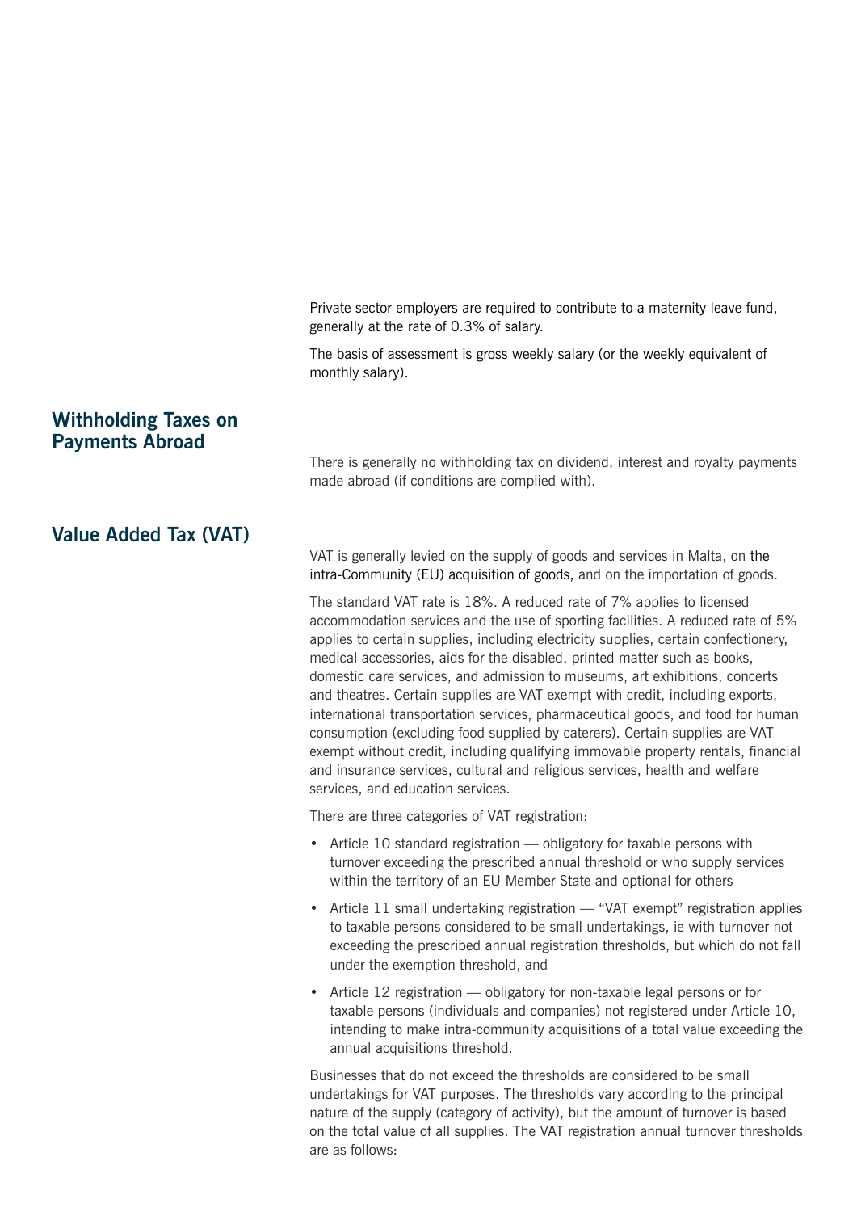Private sector employers are required to contribute to a maternity leave fund, generally at the rate of 0.3% of salary.

The basis of assessment is gross weekly salary (or the weekly equivalent of monthly salary).

## Withholding Taxes on Payments Abroad

There is generally no withholding tax on dividend, interest and royalty payments made abroad (if conditions are complied with).

## Value Added Tax (VAT)

VAT is generally levied on the supply of goods and services in Malta, on the intra-Community (EU) acquisition of goods, and on the importation of goods.

The standard VAT rate is 18%. A reduced rate of 7% applies to licensed accommodation services and the use of sporting facilities. A reduced rate of 5% applies to certain supplies, including electricity supplies, certain confectionery, medical accessories, aids for the disabled, printed matter such as books, domestic care services, and admission to museums, art exhibitions, concerts and theatres. Certain supplies are VAT exempt with credit, including exports, international transportation services, pharmaceutical goods, and food for human consumption (excluding food supplied by caterers). Certain supplies are VAT exempt without credit, including qualifying immovable property rentals, financial and insurance services, cultural and religious services, health and welfare services, and education services.

There are three categories of VAT registration:

- Article 10 standard registration — obligatory for taxable persons with turnover exceeding the prescribed annual threshold or who supply services within the territory of an EU Member State and optional for others
- Article 11 small undertaking registration — "VAT exempt" registration applies to taxable persons considered to be small undertakings, ie with turnover not exceeding the prescribed annual registration thresholds, but which do not fall under the exemption threshold, and
- Article 12 registration — obligatory for non-taxable legal persons or for taxable persons (individuals and companies) not registered under Article 10, intending to make intra-community acquisitions of a total value exceeding the annual acquisitions threshold.

Businesses that do not exceed the thresholds are considered to be small undertakings for VAT purposes. The thresholds vary according to the principal nature of the supply (category of activity), but the amount of turnover is based on the total value of all supplies. The VAT registration annual turnover thresholds are as follows: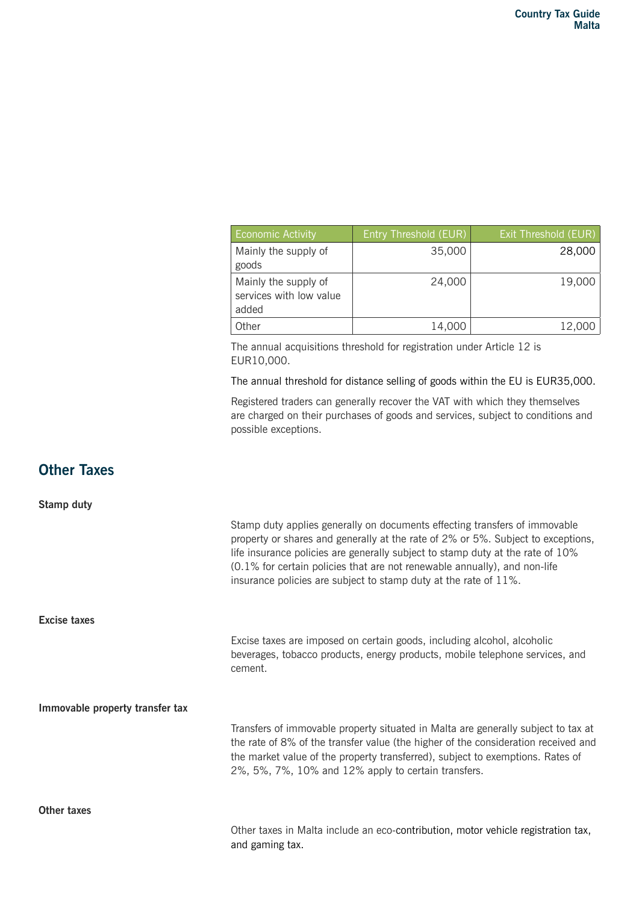| Economic Activity | Entry Threshold (EUR) | Exit Threshold (EUR) |
|---|---|---|
| Mainly the supply of goods | 35,000 | 28,000 |
| Mainly the supply of services with low value added | 24,000 | 19,000 |
| Other | 14,000 | 12,000 |

The annual acquisitions threshold for registration under Article 12 is EUR10,000.

The annual threshold for distance selling of goods within the EU is EUR35,000.

Registered traders can generally recover the VAT with which they themselves are charged on their purchases of goods and services, subject to conditions and possible exceptions.

## Other Taxes

### Stamp duty

Stamp duty applies generally on documents effecting transfers of immovable property or shares and generally at the rate of 2% or 5%. Subject to exceptions, life insurance policies are generally subject to stamp duty at the rate of 10% (0.1% for certain policies that are not renewable annually), and non-life insurance policies are subject to stamp duty at the rate of 11%.

### Excise taxes

Excise taxes are imposed on certain goods, including alcohol, alcoholic beverages, tobacco products, energy products, mobile telephone services, and cement.

### Immovable property transfer tax

Transfers of immovable property situated in Malta are generally subject to tax at the rate of 8% of the transfer value (the higher of the consideration received and the market value of the property transferred), subject to exemptions. Rates of 2%, 5%, 7%, 10% and 12% apply to certain transfers.

### Other taxes

Other taxes in Malta include an eco-contribution, motor vehicle registration tax, and gaming tax.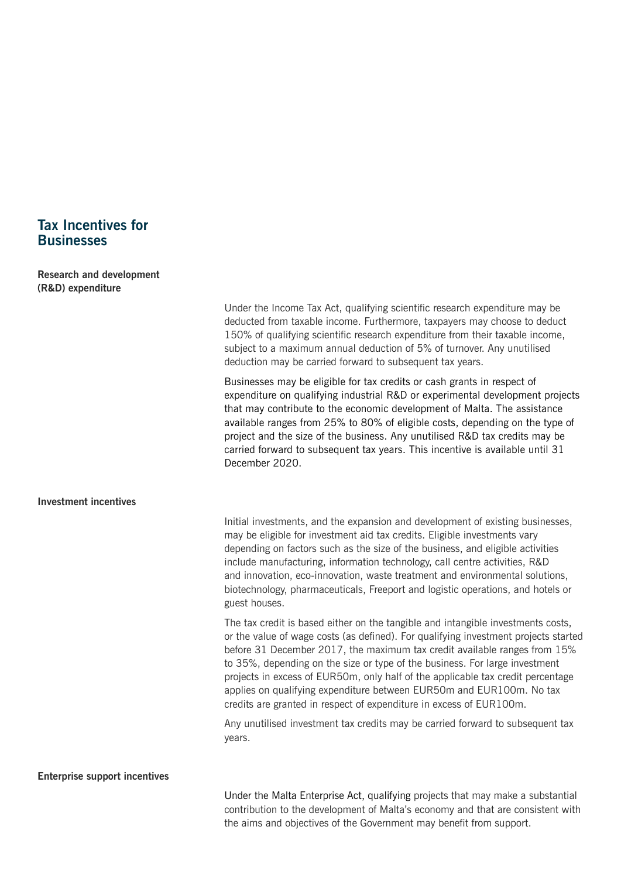# Tax Incentives for Businesses

## Research and development (R&D) expenditure

Under the Income Tax Act, qualifying scientific research expenditure may be deducted from taxable income. Furthermore, taxpayers may choose to deduct 150% of qualifying scientific research expenditure from their taxable income, subject to a maximum annual deduction of 5% of turnover. Any unutilised deduction may be carried forward to subsequent tax years.

Businesses may be eligible for tax credits or cash grants in respect of expenditure on qualifying industrial R&D or experimental development projects that may contribute to the economic development of Malta. The assistance available ranges from 25% to 80% of eligible costs, depending on the type of project and the size of the business. Any unutilised R&D tax credits may be carried forward to subsequent tax years. This incentive is available until 31 December 2020.

## Investment incentives

Initial investments, and the expansion and development of existing businesses, may be eligible for investment aid tax credits. Eligible investments vary depending on factors such as the size of the business, and eligible activities include manufacturing, information technology, call centre activities, R&D and innovation, eco-innovation, waste treatment and environmental solutions, biotechnology, pharmaceuticals, Freeport and logistic operations, and hotels or guest houses.

The tax credit is based either on the tangible and intangible investments costs, or the value of wage costs (as defined). For qualifying investment projects started before 31 December 2017, the maximum tax credit available ranges from 15% to 35%, depending on the size or type of the business. For large investment projects in excess of EUR50m, only half of the applicable tax credit percentage applies on qualifying expenditure between EUR50m and EUR100m. No tax credits are granted in respect of expenditure in excess of EUR100m.

Any unutilised investment tax credits may be carried forward to subsequent tax years.

## Enterprise support incentives

Under the Malta Enterprise Act, qualifying projects that may make a substantial contribution to the development of Malta's economy and that are consistent with the aims and objectives of the Government may benefit from support.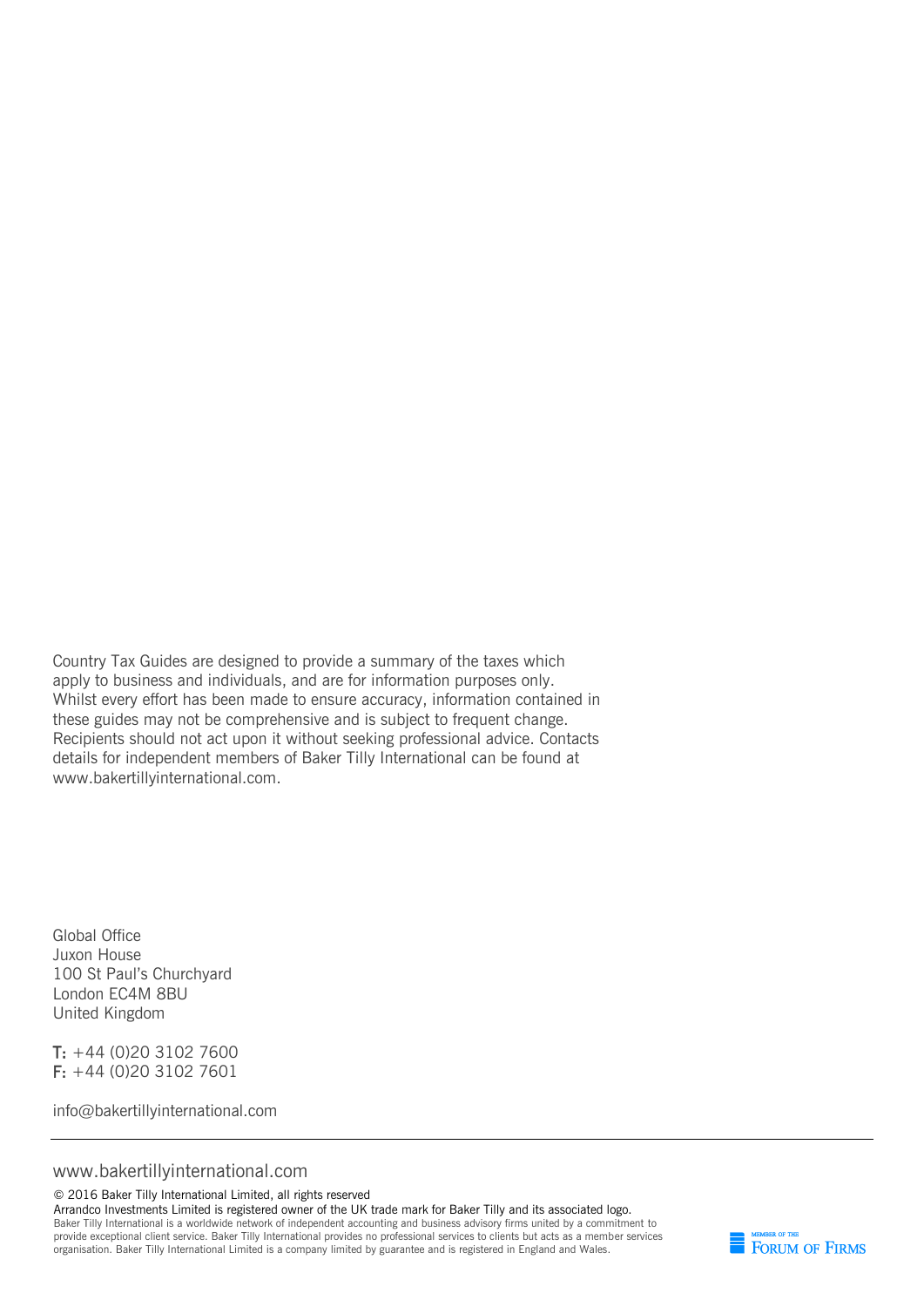Country Tax Guides are designed to provide a summary of the taxes which apply to business and individuals, and are for information purposes only. Whilst every effort has been made to ensure accuracy, information contained in these guides may not be comprehensive and is subject to frequent change. Recipients should not act upon it without seeking professional advice. Contacts details for independent members of Baker Tilly International can be found at www.bakertillyinternational.com.

Global Office
Juxon House
100 St Paul's Churchyard
London EC4M 8BU
United Kingdom

**T:** +44 (0)20 3102 7600
**F:** +44 (0)20 3102 7601

info@bakertillyinternational.com

www.bakertillyinternational.com

© 2016 Baker Tilly International Limited, all rights reserved
Arrandco Investments Limited is registered owner of the UK trade mark for Baker Tilly and its associated logo.
Baker Tilly International is a worldwide network of independent accounting and business advisory firms united by a commitment to provide exceptional client service. Baker Tilly International provides no professional services to clients but acts as a member services organisation. Baker Tilly International Limited is a company limited by guarantee and is registered in England and Wales.

MEMBER OF THE FORUM OF FIRMS